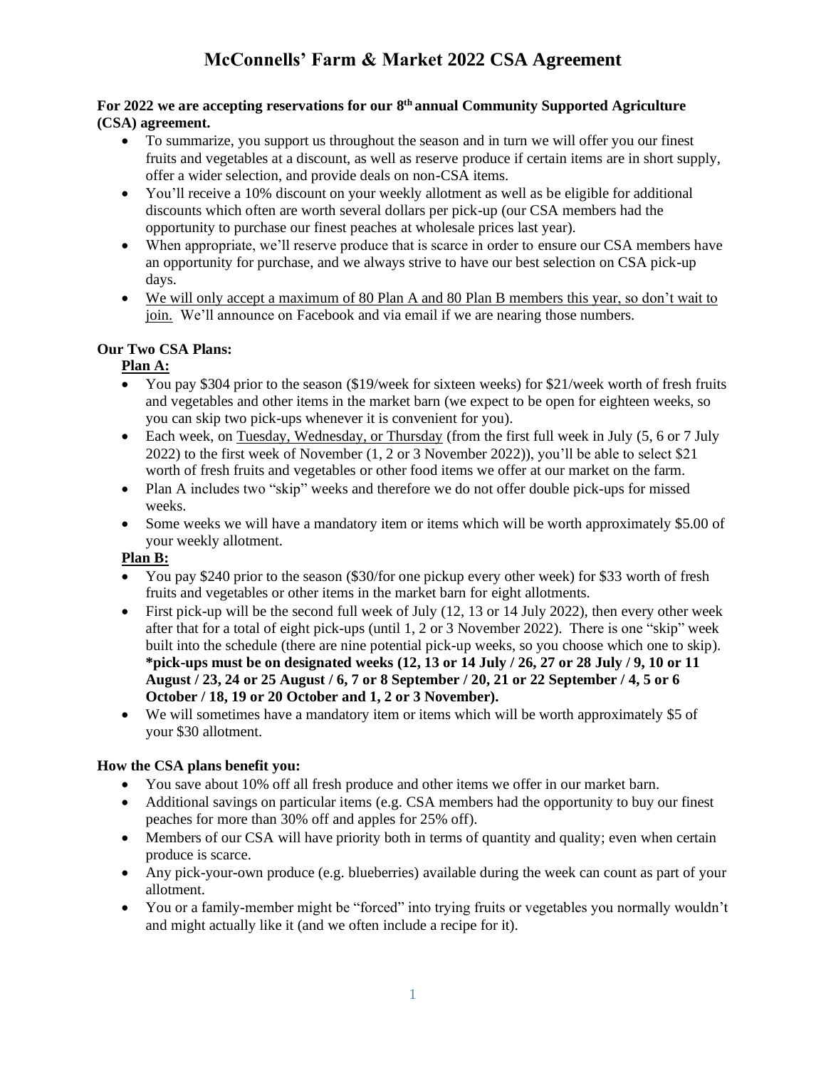# McConnells' Farm & Market 2022 CSA Agreement

**For 2022 we are accepting reservations for our 8th annual Community Supported Agriculture (CSA) agreement.**

- To summarize, you support us throughout the season and in turn we will offer you our finest fruits and vegetables at a discount, as well as reserve produce if certain items are in short supply, offer a wider selection, and provide deals on non-CSA items.
- You'll receive a 10% discount on your weekly allotment as well as be eligible for additional discounts which often are worth several dollars per pick-up (our CSA members had the opportunity to purchase our finest peaches at wholesale prices last year).
- When appropriate, we'll reserve produce that is scarce in order to ensure our CSA members have an opportunity for purchase, and we always strive to have our best selection on CSA pick-up days.
- We will only accept a maximum of 80 Plan A and 80 Plan B members this year, so don't wait to join. We'll announce on Facebook and via email if we are nearing those numbers.

**Our Two CSA Plans:**

**Plan A:**

- You pay $304 prior to the season ($19/week for sixteen weeks) for $21/week worth of fresh fruits and vegetables and other items in the market barn (we expect to be open for eighteen weeks, so you can skip two pick-ups whenever it is convenient for you).
- Each week, on Tuesday, Wednesday, or Thursday (from the first full week in July (5, 6 or 7 July 2022) to the first week of November (1, 2 or 3 November 2022)), you'll be able to select $21 worth of fresh fruits and vegetables or other food items we offer at our market on the farm.
- Plan A includes two "skip" weeks and therefore we do not offer double pick-ups for missed weeks.
- Some weeks we will have a mandatory item or items which will be worth approximately $5.00 of your weekly allotment.

**Plan B:**

- You pay $240 prior to the season ($30/for one pickup every other week) for $33 worth of fresh fruits and vegetables or other items in the market barn for eight allotments.
- First pick-up will be the second full week of July (12, 13 or 14 July 2022), then every other week after that for a total of eight pick-ups (until 1, 2 or 3 November 2022). There is one "skip" week built into the schedule (there are nine potential pick-up weeks, so you choose which one to skip). ***pick-ups must be on designated weeks (12, 13 or 14 July / 26, 27 or 28 July / 9, 10 or 11 August / 23, 24 or 25 August / 6, 7 or 8 September / 20, 21 or 22 September / 4, 5 or 6 October / 18, 19 or 20 October and 1, 2 or 3 November).**
- We will sometimes have a mandatory item or items which will be worth approximately $5 of your $30 allotment.

**How the CSA plans benefit you:**

- You save about 10% off all fresh produce and other items we offer in our market barn.
- Additional savings on particular items (e.g. CSA members had the opportunity to buy our finest peaches for more than 30% off and apples for 25% off).
- Members of our CSA will have priority both in terms of quantity and quality; even when certain produce is scarce.
- Any pick-your-own produce (e.g. blueberries) available during the week can count as part of your allotment.
- You or a family-member might be "forced" into trying fruits or vegetables you normally wouldn't and might actually like it (and we often include a recipe for it).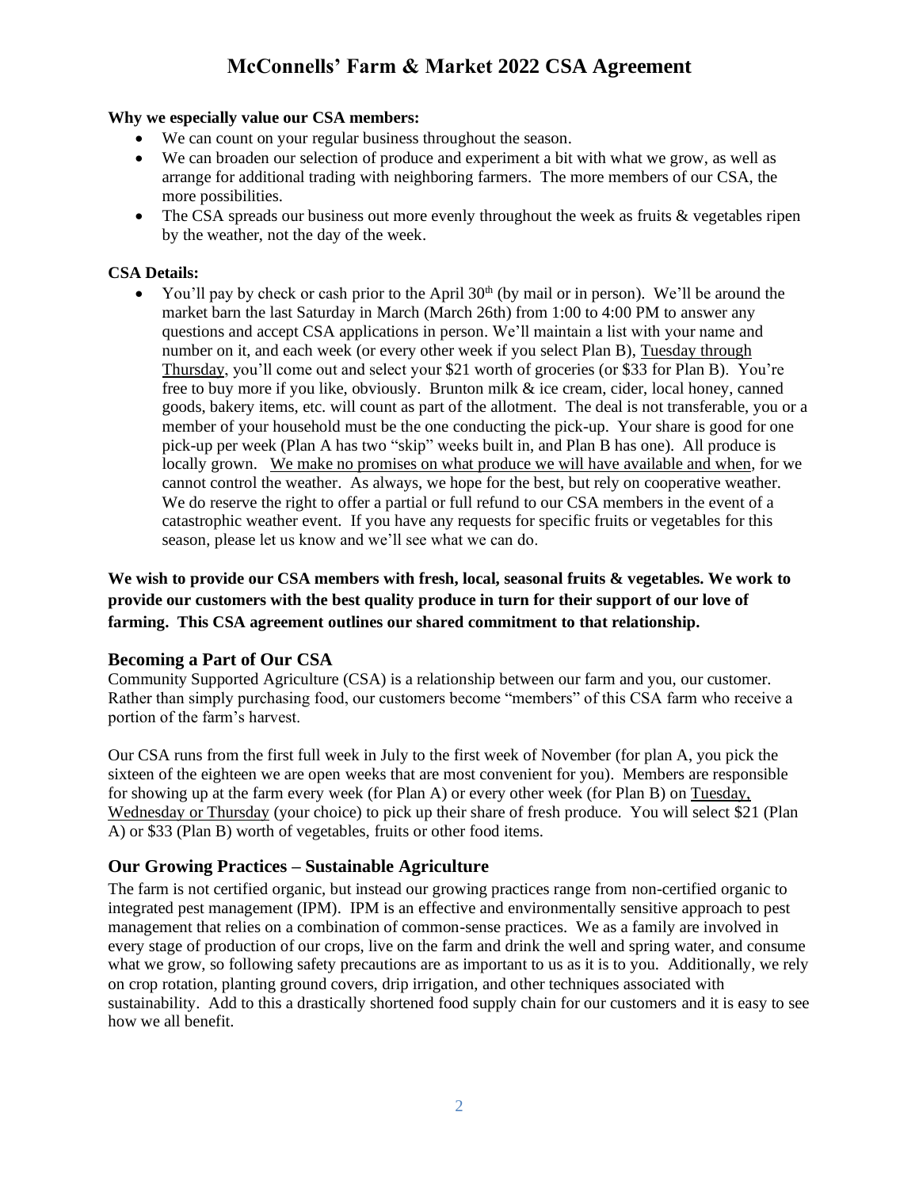# McConnells' Farm & Market 2022 CSA Agreement

**Why we especially value our CSA members:**

- We can count on your regular business throughout the season.
- We can broaden our selection of produce and experiment a bit with what we grow, as well as arrange for additional trading with neighboring farmers. The more members of our CSA, the more possibilities.
- The CSA spreads our business out more evenly throughout the week as fruits & vegetables ripen by the weather, not the day of the week.

**CSA Details:**

- You'll pay by check or cash prior to the April 30th (by mail or in person). We'll be around the market barn the last Saturday in March (March 26th) from 1:00 to 4:00 PM to answer any questions and accept CSA applications in person. We'll maintain a list with your name and number on it, and each week (or every other week if you select Plan B), Tuesday through Thursday, you'll come out and select your $21 worth of groceries (or $33 for Plan B). You're free to buy more if you like, obviously. Brunton milk & ice cream, cider, local honey, canned goods, bakery items, etc. will count as part of the allotment. The deal is not transferable, you or a member of your household must be the one conducting the pick-up. Your share is good for one pick-up per week (Plan A has two "skip" weeks built in, and Plan B has one). All produce is locally grown. We make no promises on what produce we will have available and when, for we cannot control the weather. As always, we hope for the best, but rely on cooperative weather. We do reserve the right to offer a partial or full refund to our CSA members in the event of a catastrophic weather event. If you have any requests for specific fruits or vegetables for this season, please let us know and we'll see what we can do.

**We wish to provide our CSA members with fresh, local, seasonal fruits & vegetables. We work to provide our customers with the best quality produce in turn for their support of our love of farming. This CSA agreement outlines our shared commitment to that relationship.**

## Becoming a Part of Our CSA

Community Supported Agriculture (CSA) is a relationship between our farm and you, our customer. Rather than simply purchasing food, our customers become "members" of this CSA farm who receive a portion of the farm's harvest.

Our CSA runs from the first full week in July to the first week of November (for plan A, you pick the sixteen of the eighteen we are open weeks that are most convenient for you). Members are responsible for showing up at the farm every week (for Plan A) or every other week (for Plan B) on Tuesday, Wednesday or Thursday (your choice) to pick up their share of fresh produce. You will select $21 (Plan A) or $33 (Plan B) worth of vegetables, fruits or other food items.

## Our Growing Practices – Sustainable Agriculture

The farm is not certified organic, but instead our growing practices range from non-certified organic to integrated pest management (IPM). IPM is an effective and environmentally sensitive approach to pest management that relies on a combination of common-sense practices. We as a family are involved in every stage of production of our crops, live on the farm and drink the well and spring water, and consume what we grow, so following safety precautions are as important to us as it is to you. Additionally, we rely on crop rotation, planting ground covers, drip irrigation, and other techniques associated with sustainability. Add to this a drastically shortened food supply chain for our customers and it is easy to see how we all benefit.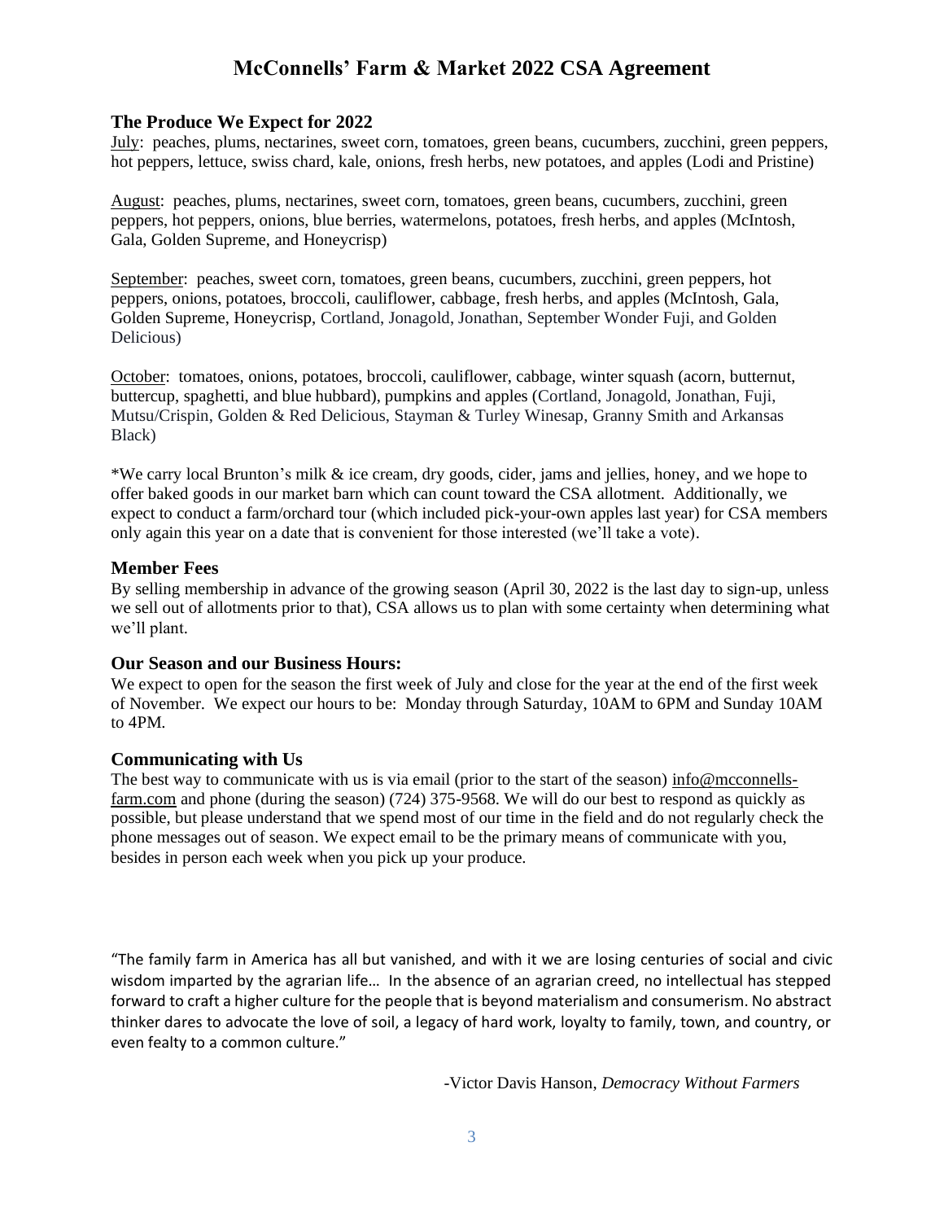# McConnells' Farm & Market 2022 CSA Agreement

## The Produce We Expect for 2022

July: peaches, plums, nectarines, sweet corn, tomatoes, green beans, cucumbers, zucchini, green peppers, hot peppers, lettuce, swiss chard, kale, onions, fresh herbs, new potatoes, and apples (Lodi and Pristine)

August: peaches, plums, nectarines, sweet corn, tomatoes, green beans, cucumbers, zucchini, green peppers, hot peppers, onions, blue berries, watermelons, potatoes, fresh herbs, and apples (McIntosh, Gala, Golden Supreme, and Honeycrisp)

September: peaches, sweet corn, tomatoes, green beans, cucumbers, zucchini, green peppers, hot peppers, onions, potatoes, broccoli, cauliflower, cabbage, fresh herbs, and apples (McIntosh, Gala, Golden Supreme, Honeycrisp, Cortland, Jonagold, Jonathan, September Wonder Fuji, and Golden Delicious)

October: tomatoes, onions, potatoes, broccoli, cauliflower, cabbage, winter squash (acorn, butternut, buttercup, spaghetti, and blue hubbard), pumpkins and apples (Cortland, Jonagold, Jonathan, Fuji, Mutsu/Crispin, Golden & Red Delicious, Stayman & Turley Winesap, Granny Smith and Arkansas Black)

*We carry local Brunton's milk & ice cream, dry goods, cider, jams and jellies, honey, and we hope to offer baked goods in our market barn which can count toward the CSA allotment. Additionally, we expect to conduct a farm/orchard tour (which included pick-your-own apples last year) for CSA members only again this year on a date that is convenient for those interested (we'll take a vote).

## Member Fees

By selling membership in advance of the growing season (April 30, 2022 is the last day to sign-up, unless we sell out of allotments prior to that), CSA allows us to plan with some certainty when determining what we'll plant.

## Our Season and our Business Hours:

We expect to open for the season the first week of July and close for the year at the end of the first week of November. We expect our hours to be: Monday through Saturday, 10AM to 6PM and Sunday 10AM to 4PM.

## Communicating with Us

The best way to communicate with us is via email (prior to the start of the season) info@mcconnells-farm.com and phone (during the season) (724) 375-9568. We will do our best to respond as quickly as possible, but please understand that we spend most of our time in the field and do not regularly check the phone messages out of season. We expect email to be the primary means of communicate with you, besides in person each week when you pick up your produce.

"The family farm in America has all but vanished, and with it we are losing centuries of social and civic wisdom imparted by the agrarian life… In the absence of an agrarian creed, no intellectual has stepped forward to craft a higher culture for the people that is beyond materialism and consumerism. No abstract thinker dares to advocate the love of soil, a legacy of hard work, loyalty to family, town, and country, or even fealty to a common culture."

-Victor Davis Hanson, *Democracy Without Farmers*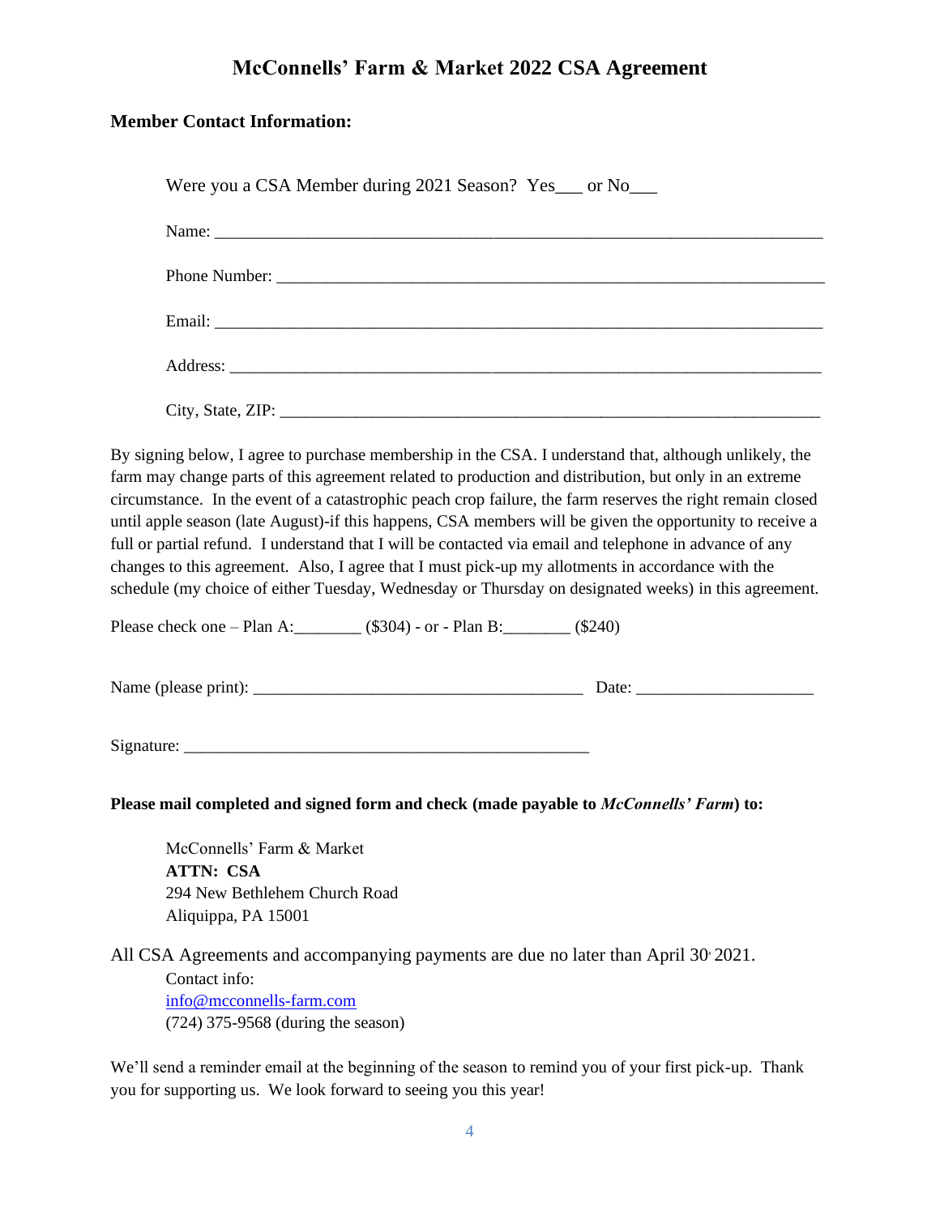# McConnells' Farm & Market 2022 CSA Agreement

**Member Contact Information:**

Were you a CSA Member during 2021 Season? Yes___ or No___

Name: ___________________________________________________________________________

Phone Number: _____________________________________________________________________

Email: ___________________________________________________________________________

Address: _________________________________________________________________________

City, State, ZIP: ___________________________________________________________________

By signing below, I agree to purchase membership in the CSA. I understand that, although unlikely, the farm may change parts of this agreement related to production and distribution, but only in an extreme circumstance. In the event of a catastrophic peach crop failure, the farm reserves the right remain closed until apple season (late August)-if this happens, CSA members will be given the opportunity to receive a full or partial refund. I understand that I will be contacted via email and telephone in advance of any changes to this agreement. Also, I agree that I must pick-up my allotments in accordance with the schedule (my choice of either Tuesday, Wednesday or Thursday on designated weeks) in this agreement.

Please check one – Plan A:________ ($304) - or - Plan B:________ ($240)

Name (please print): ________________________________________ Date: _____________________

Signature: _________________________________________________

**Please mail completed and signed form and check (made payable to *McConnells' Farm*) to:**

McConnells' Farm & Market
**ATTN: CSA**
294 New Bethlehem Church Road
Aliquippa, PA 15001

All CSA Agreements and accompanying payments are due no later than April 30, 2021.

Contact info:
info@mcconnells-farm.com
(724) 375-9568 (during the season)

We'll send a reminder email at the beginning of the season to remind you of your first pick-up. Thank you for supporting us. We look forward to seeing you this year!